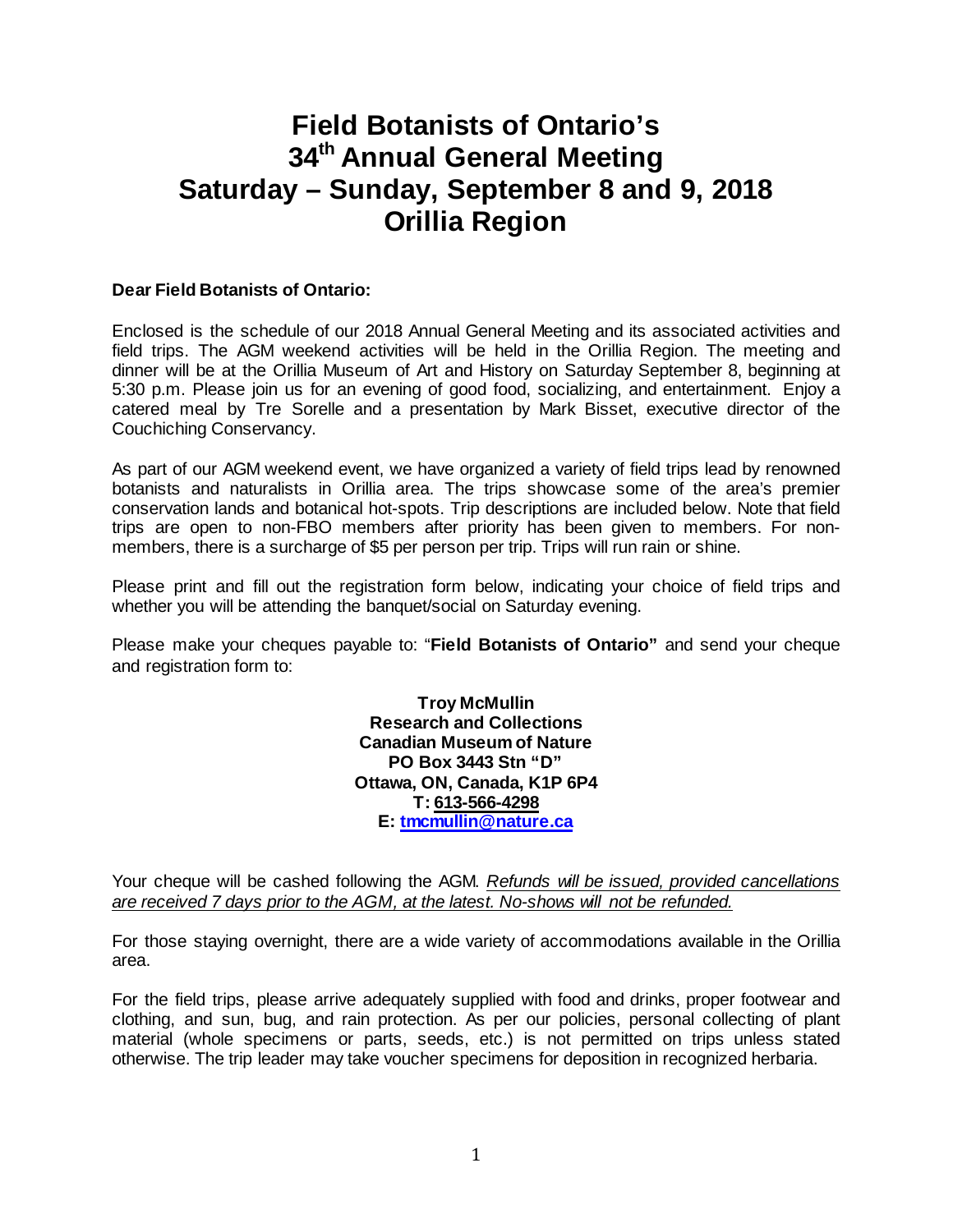# Field Botanists of Ontario's 34th Annual General Meeting Saturday – Sunday, September 8 and 9, 2018 Orillia Region

**Dear Field Botanists of Ontario:**

Enclosed is the schedule of our 2018 Annual General Meeting and its associated activities and field trips. The AGM weekend activities will be held in the Orillia Region. The meeting and dinner will be at the Orillia Museum of Art and History on Saturday September 8, beginning at 5:30 p.m. Please join us for an evening of good food, socializing, and entertainment. Enjoy a catered meal by Tre Sorelle and a presentation by Mark Bisset, executive director of the Couchiching Conservancy.

As part of our AGM weekend event, we have organized a variety of field trips lead by renowned botanists and naturalists in Orillia area. The trips showcase some of the area's premier conservation lands and botanical hot-spots. Trip descriptions are included below. Note that field trips are open to non-FBO members after priority has been given to members. For non-members, there is a surcharge of $5 per person per trip. Trips will run rain or shine.

Please print and fill out the registration form below, indicating your choice of field trips and whether you will be attending the banquet/social on Saturday evening.

Please make your cheques payable to: "**Field Botanists of Ontario"** and send your cheque and registration form to:

**Troy McMullin**
**Research and Collections**
**Canadian Museum of Nature**
**PO Box 3443 Stn "D"**
**Ottawa, ON, Canada, K1P 6P4**
**T: 613-566-4298**
**E: tmcmullin@nature.ca**

Your cheque will be cashed following the AGM. *Refunds will be issued, provided cancellations are received 7 days prior to the AGM, at the latest. No-shows will not be refunded.*

For those staying overnight, there are a wide variety of accommodations available in the Orillia area.

For the field trips, please arrive adequately supplied with food and drinks, proper footwear and clothing, and sun, bug, and rain protection. As per our policies, personal collecting of plant material (whole specimens or parts, seeds, etc.) is not permitted on trips unless stated otherwise. The trip leader may take voucher specimens for deposition in recognized herbaria.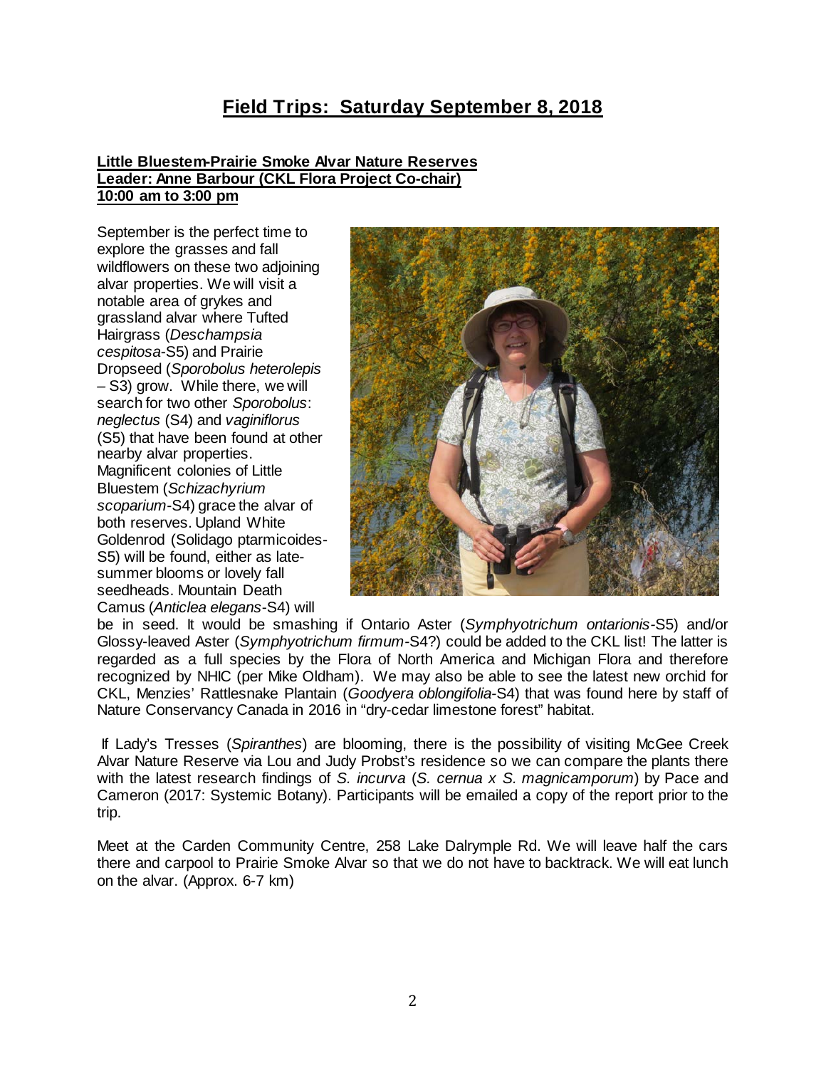# Field Trips: Saturday September 8, 2018

**Little Bluestem-Prairie Smoke Alvar Nature Reserves**
**Leader: Anne Barbour (CKL Flora Project Co-chair)**
**10:00 am to 3:00 pm**

September is the perfect time to explore the grasses and fall wildflowers on these two adjoining alvar properties. We will visit a notable area of grykes and grassland alvar where Tufted Hairgrass (*Deschampsia cespitosa*-S5) and Prairie Dropseed (*Sporobolus heterolepis* – S3) grow. While there, we will search for two other *Sporobolus*: *neglectus* (S4) and *vaginiflorus* (S5) that have been found at other nearby alvar properties. Magnificent colonies of Little Bluestem (*Schizachyrium scoparium*-S4) grace the alvar of both reserves. Upland White Goldenrod (Solidago ptarmicoides-S5) will be found, either as late-summer blooms or lovely fall seedheads. Mountain Death Camus (*Anticlea elegans*-S4) will be in seed. It would be smashing if Ontario Aster (*Symphyotrichum ontarionis*-S5) and/or Glossy-leaved Aster (*Symphyotrichum firmum*-S4?) could be added to the CKL list! The latter is regarded as a full species by the Flora of North America and Michigan Flora and therefore recognized by NHIC (per Mike Oldham). We may also be able to see the latest new orchid for CKL, Menzies' Rattlesnake Plantain (*Goodyera oblongifolia*-S4) that was found here by staff of Nature Conservancy Canada in 2016 in "dry-cedar limestone forest" habitat.

If Lady's Tresses (*Spiranthes*) are blooming, there is the possibility of visiting McGee Creek Alvar Nature Reserve via Lou and Judy Probst's residence so we can compare the plants there with the latest research findings of *S. incurva* (*S. cernua x S. magnicamporum*) by Pace and Cameron (2017: Systemic Botany). Participants will be emailed a copy of the report prior to the trip.

Meet at the Carden Community Centre, 258 Lake Dalrymple Rd. We will leave half the cars there and carpool to Prairie Smoke Alvar so that we do not have to backtrack. We will eat lunch on the alvar. (Approx. 6-7 km)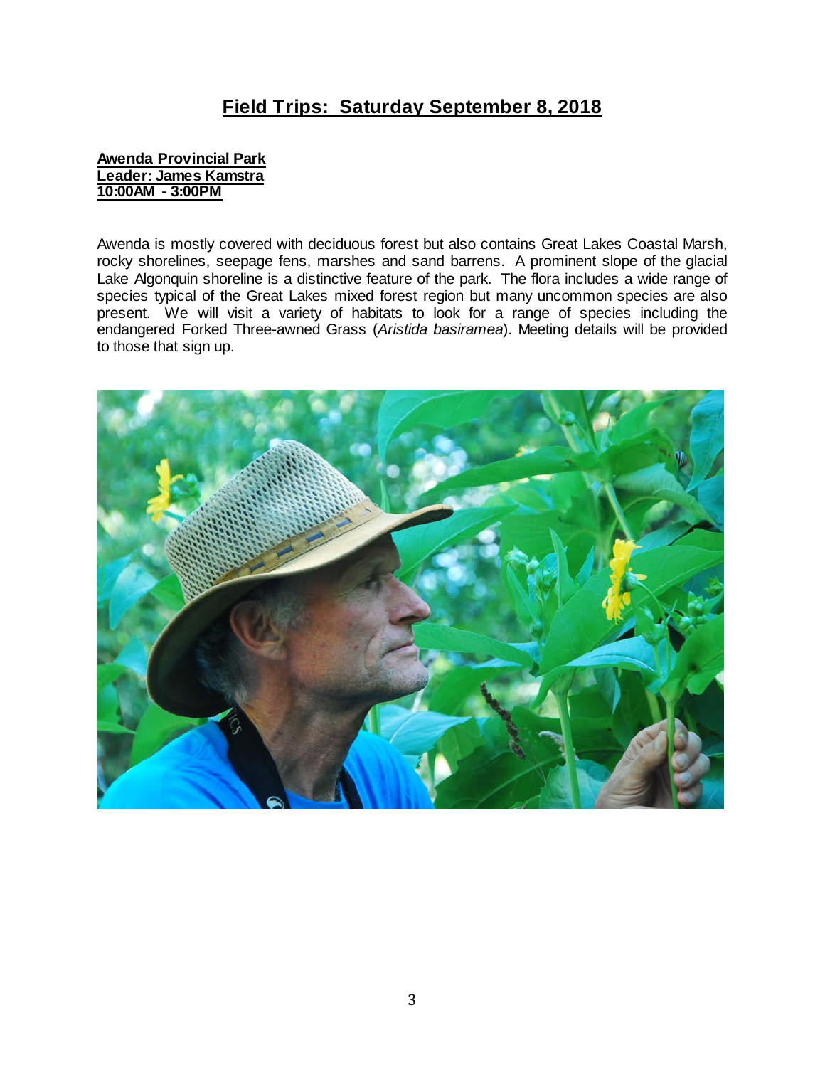# Field Trips: Saturday September 8, 2018

**Awenda Provincial Park**
**Leader: James Kamstra**
**10:00AM - 3:00PM**

Awenda is mostly covered with deciduous forest but also contains Great Lakes Coastal Marsh, rocky shorelines, seepage fens, marshes and sand barrens. A prominent slope of the glacial Lake Algonquin shoreline is a distinctive feature of the park. The flora includes a wide range of species typical of the Great Lakes mixed forest region but many uncommon species are also present. We will visit a variety of habitats to look for a range of species including the endangered Forked Three-awned Grass (*Aristida basiramea*). Meeting details will be provided to those that sign up.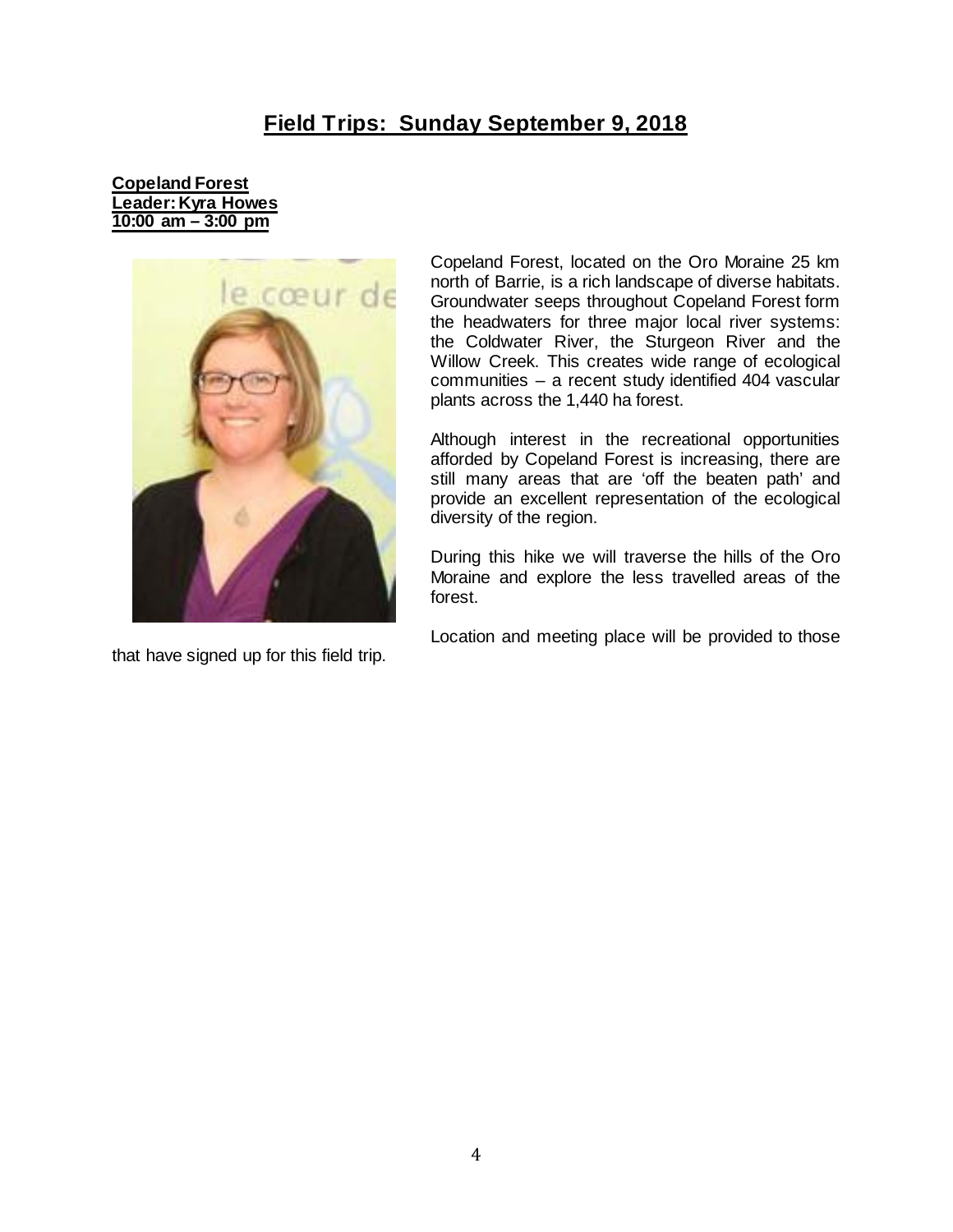## Field Trips: Sunday September 9, 2018

**Copeland Forest**
**Leader: Kyra Howes**
**10:00 am – 3:00 pm**

Copeland Forest, located on the Oro Moraine 25 km north of Barrie, is a rich landscape of diverse habitats. Groundwater seeps throughout Copeland Forest form the headwaters for three major local river systems: the Coldwater River, the Sturgeon River and the Willow Creek. This creates wide range of ecological communities – a recent study identified 404 vascular plants across the 1,440 ha forest.

Although interest in the recreational opportunities afforded by Copeland Forest is increasing, there are still many areas that are 'off the beaten path' and provide an excellent representation of the ecological diversity of the region.

During this hike we will traverse the hills of the Oro Moraine and explore the less travelled areas of the forest.

Location and meeting place will be provided to those that have signed up for this field trip.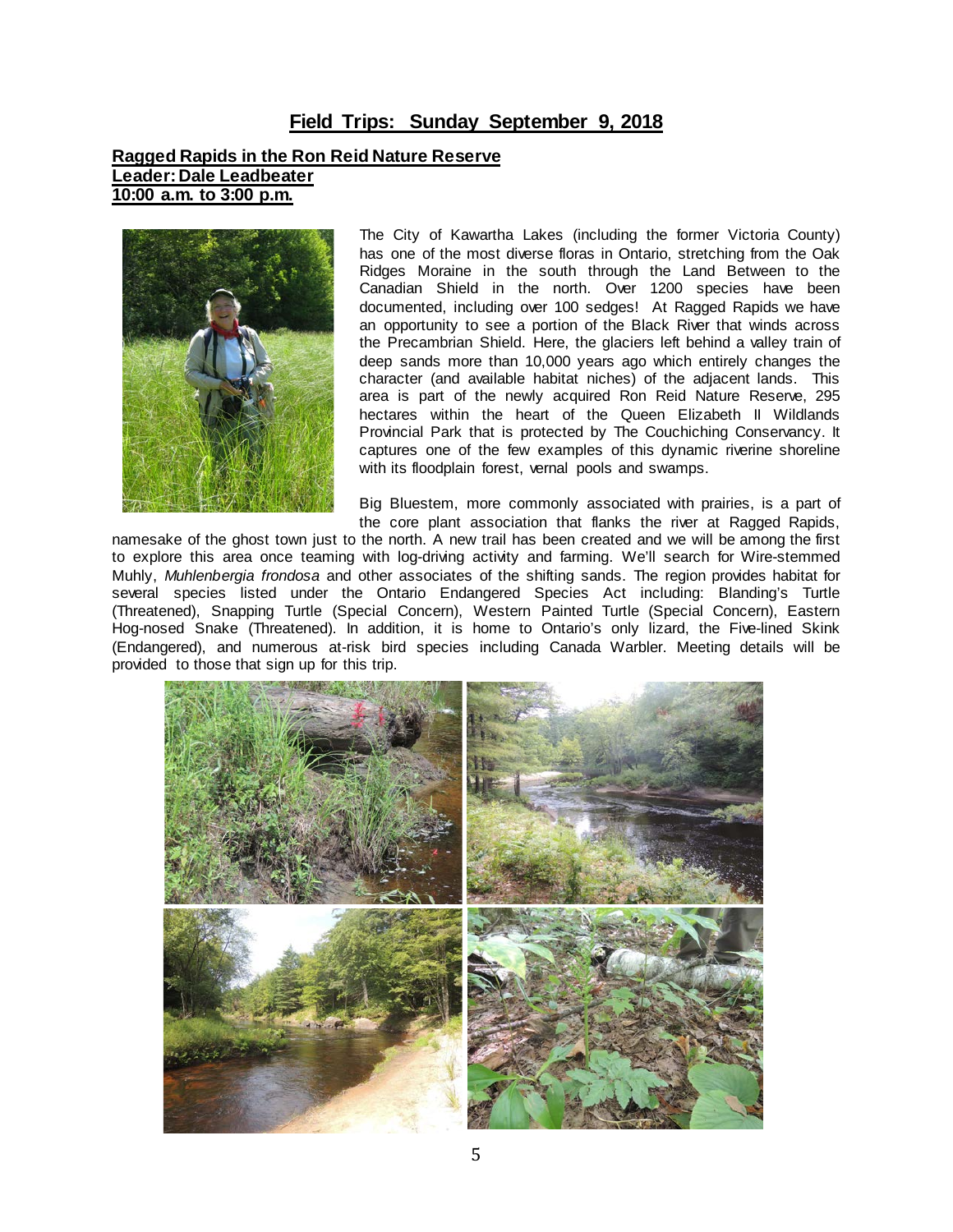## Field Trips: Sunday September 9, 2018

**Ragged Rapids in the Ron Reid Nature Reserve**
**Leader: Dale Leadbeater**
**10:00 a.m. to 3:00 p.m.**

The City of Kawartha Lakes (including the former Victoria County) has one of the most diverse floras in Ontario, stretching from the Oak Ridges Moraine in the south through the Land Between to the Canadian Shield in the north. Over 1200 species have been documented, including over 100 sedges! At Ragged Rapids we have an opportunity to see a portion of the Black River that winds across the Precambrian Shield. Here, the glaciers left behind a valley train of deep sands more than 10,000 years ago which entirely changes the character (and available habitat niches) of the adjacent lands. This area is part of the newly acquired Ron Reid Nature Reserve, 295 hectares within the heart of the Queen Elizabeth II Wildlands Provincial Park that is protected by The Couchiching Conservancy. It captures one of the few examples of this dynamic riverine shoreline with its floodplain forest, vernal pools and swamps.

Big Bluestem, more commonly associated with prairies, is a part of the core plant association that flanks the river at Ragged Rapids, namesake of the ghost town just to the north. A new trail has been created and we will be among the first to explore this area once teaming with log-driving activity and farming. We'll search for Wire-stemmed Muhly, *Muhlenbergia frondosa* and other associates of the shifting sands. The region provides habitat for several species listed under the Ontario Endangered Species Act including: Blanding's Turtle (Threatened), Snapping Turtle (Special Concern), Western Painted Turtle (Special Concern), Eastern Hog-nosed Snake (Threatened). In addition, it is home to Ontario's only lizard, the Five-lined Skink (Endangered), and numerous at-risk bird species including Canada Warbler. Meeting details will be provided to those that sign up for this trip.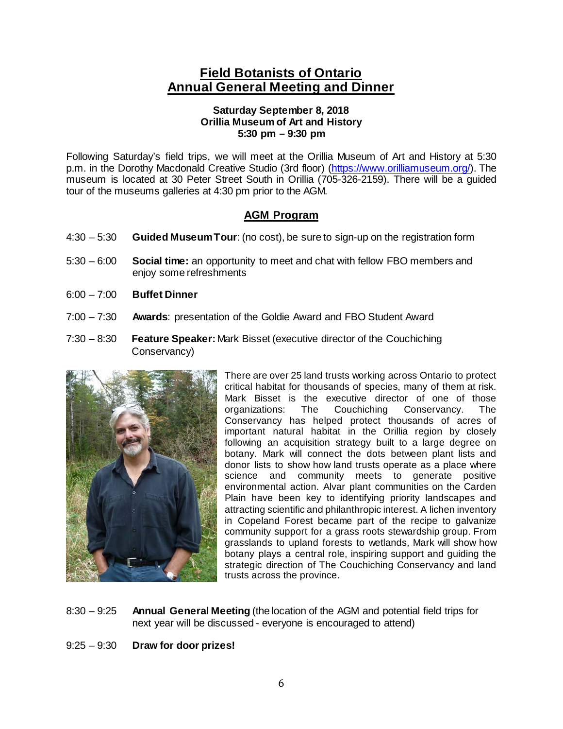# Field Botanists of Ontario
# Annual General Meeting and Dinner

**Saturday September 8, 2018**
**Orillia Museum of Art and History**
**5:30 pm – 9:30 pm**

Following Saturday's field trips, we will meet at the Orillia Museum of Art and History at 5:30 p.m. in the Dorothy Macdonald Creative Studio (3rd floor) (https://www.orilliamuseum.org/). The museum is located at 30 Peter Street South in Orillia (705-326-2159). There will be a guided tour of the museums galleries at 4:30 pm prior to the AGM.

## AGM Program

4:30 – 5:30 **Guided Museum Tour**: (no cost), be sure to sign-up on the registration form

5:30 – 6:00 **Social time:** an opportunity to meet and chat with fellow FBO members and enjoy some refreshments

6:00 – 7:00 **Buffet Dinner**

7:00 – 7:30 **Awards**: presentation of the Goldie Award and FBO Student Award

7:30 – 8:30 **Feature Speaker:** Mark Bisset (executive director of the Couchiching Conservancy)

There are over 25 land trusts working across Ontario to protect critical habitat for thousands of species, many of them at risk. Mark Bisset is the executive director of one of those organizations: The Couchiching Conservancy. The Conservancy has helped protect thousands of acres of important natural habitat in the Orillia region by closely following an acquisition strategy built to a large degree on botany. Mark will connect the dots between plant lists and donor lists to show how land trusts operate as a place where science and community meets to generate positive environmental action. Alvar plant communities on the Carden Plain have been key to identifying priority landscapes and attracting scientific and philanthropic interest. A lichen inventory in Copeland Forest became part of the recipe to galvanize community support for a grass roots stewardship group. From grasslands to upland forests to wetlands, Mark will show how botany plays a central role, inspiring support and guiding the strategic direction of The Couchiching Conservancy and land trusts across the province.

8:30 – 9:25 **Annual General Meeting** (the location of the AGM and potential field trips for next year will be discussed - everyone is encouraged to attend)

9:25 – 9:30 **Draw for door prizes!**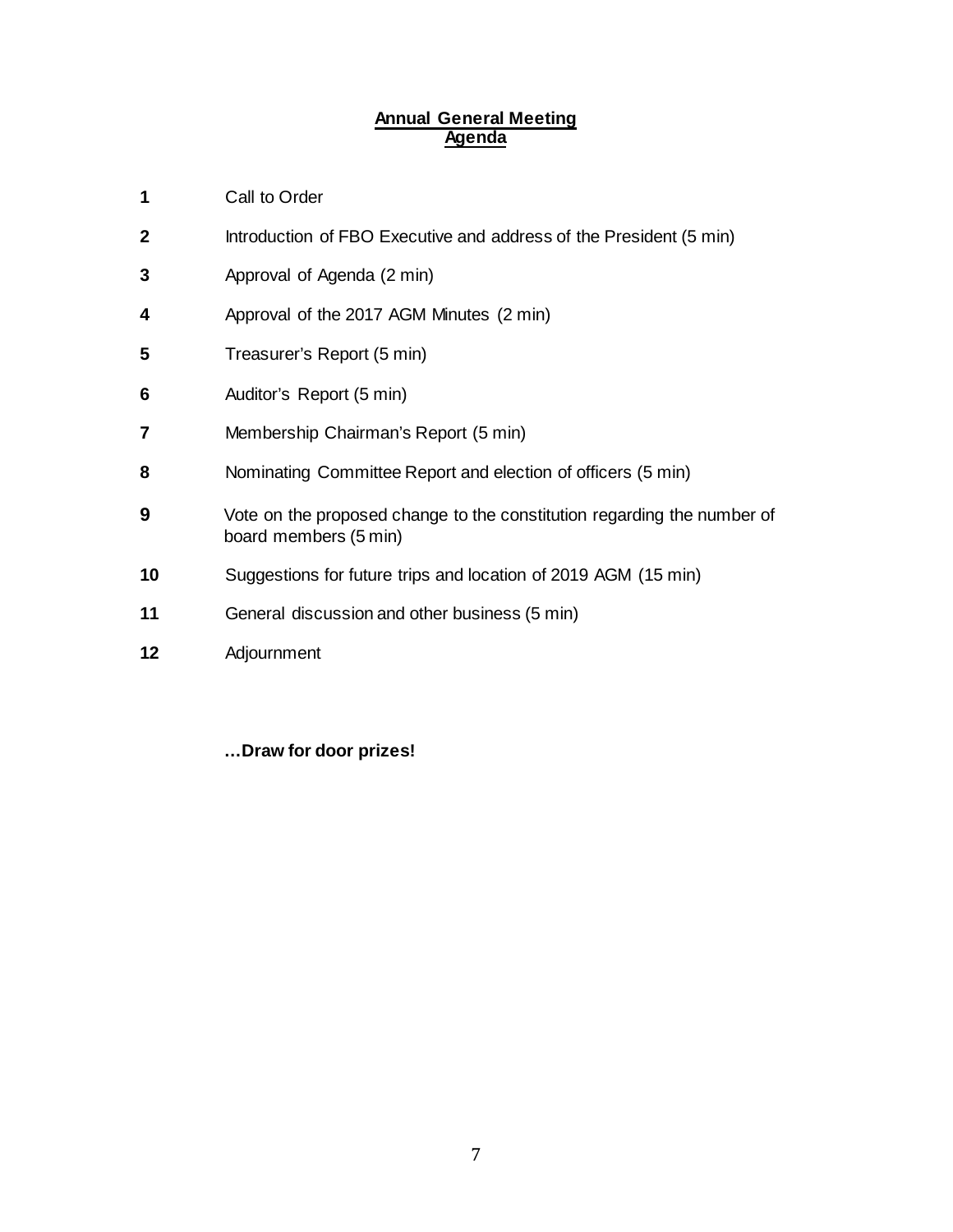## Annual General Meeting
## Agenda

| | |
|---|---|
| **1** | Call to Order |
| **2** | Introduction of FBO Executive and address of the President (5 min) |
| **3** | Approval of Agenda (2 min) |
| **4** | Approval of the 2017 AGM Minutes (2 min) |
| **5** | Treasurer's Report (5 min) |
| **6** | Auditor's Report (5 min) |
| **7** | Membership Chairman's Report (5 min) |
| **8** | Nominating Committee Report and election of officers (5 min) |
| **9** | Vote on the proposed change to the constitution regarding the number of board members (5 min) |
| **10** | Suggestions for future trips and location of 2019 AGM (15 min) |
| **11** | General discussion and other business (5 min) |
| **12** | Adjournment |

**…Draw for door prizes!**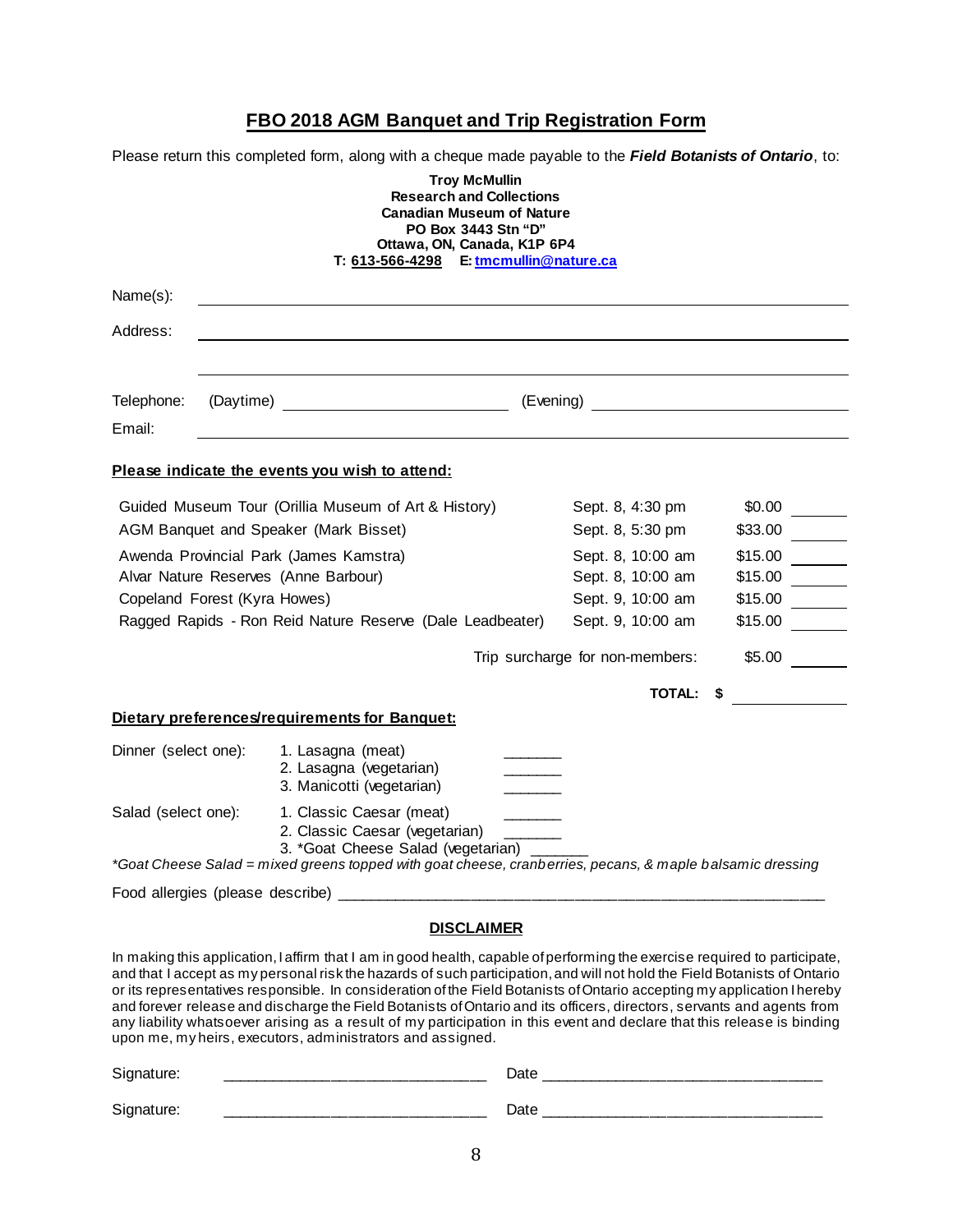# FBO 2018 AGM Banquet and Trip Registration Form

Please return this completed form, along with a cheque made payable to the ***Field Botanists of Ontario***, to:

**Troy McMullin**
**Research and Collections**
**Canadian Museum of Nature**
**PO Box 3443 Stn "D"**
**Ottawa, ON, Canada, K1P 6P4**
**T: 613-566-4298 E: tmcmullin@nature.ca**

Name(s): ______________________________

Address: ______________________________

______________________________

Telephone: (Daytime) ______________ (Evening) ______________

Email: ______________________________

**Please indicate the events you wish to attend:**

| | | | |
|---|---|---|---|
| Guided Museum Tour (Orillia Museum of Art & History) | Sept. 8, 4:30 pm | $0.00 | ______ |
| AGM Banquet and Speaker (Mark Bisset) | Sept. 8, 5:30 pm | $33.00 | ______ |
| Awenda Provincial Park (James Kamstra) | Sept. 8, 10:00 am | $15.00 | ______ |
| Alvar Nature Reserves (Anne Barbour) | Sept. 8, 10:00 am | $15.00 | ______ |
| Copeland Forest (Kyra Howes) | Sept. 9, 10:00 am | $15.00 | ______ |
| Ragged Rapids - Ron Reid Nature Reserve (Dale Leadbeater) | Sept. 9, 10:00 am | $15.00 | ______ |
| | Trip surcharge for non-members: | $5.00 | ______ |
| | **TOTAL:** | **$** | ______ |

**Dietary preferences/requirements for Banquet:**

Dinner (select one):
1. Lasagna (meat) _______
2. Lasagna (vegetarian) _______
3. Manicotti (vegetarian) _______

Salad (select one):
1. Classic Caesar (meat) _______
2. Classic Caesar (vegetarian) _______
3. *Goat Cheese Salad (vegetarian) _______

*\*Goat Cheese Salad = mixed greens topped with goat cheese, cranberries, pecans, & maple balsamic dressing*

Food allergies (please describe) ______________________________

**DISCLAIMER**

In making this application, I affirm that I am in good health, capable of performing the exercise required to participate, and that I accept as my personal risk the hazards of such participation, and will not hold the Field Botanists of Ontario or its representatives responsible. In consideration of the Field Botanists of Ontario accepting my application I hereby and forever release and discharge the Field Botanists of Ontario and its officers, directors, servants and agents from any liability whatsoever arising as a result of my participation in this event and declare that this release is binding upon me, my heirs, executors, administrators and assigned.

Signature: ______________________________ Date ______________________________

Signature: ______________________________ Date ______________________________